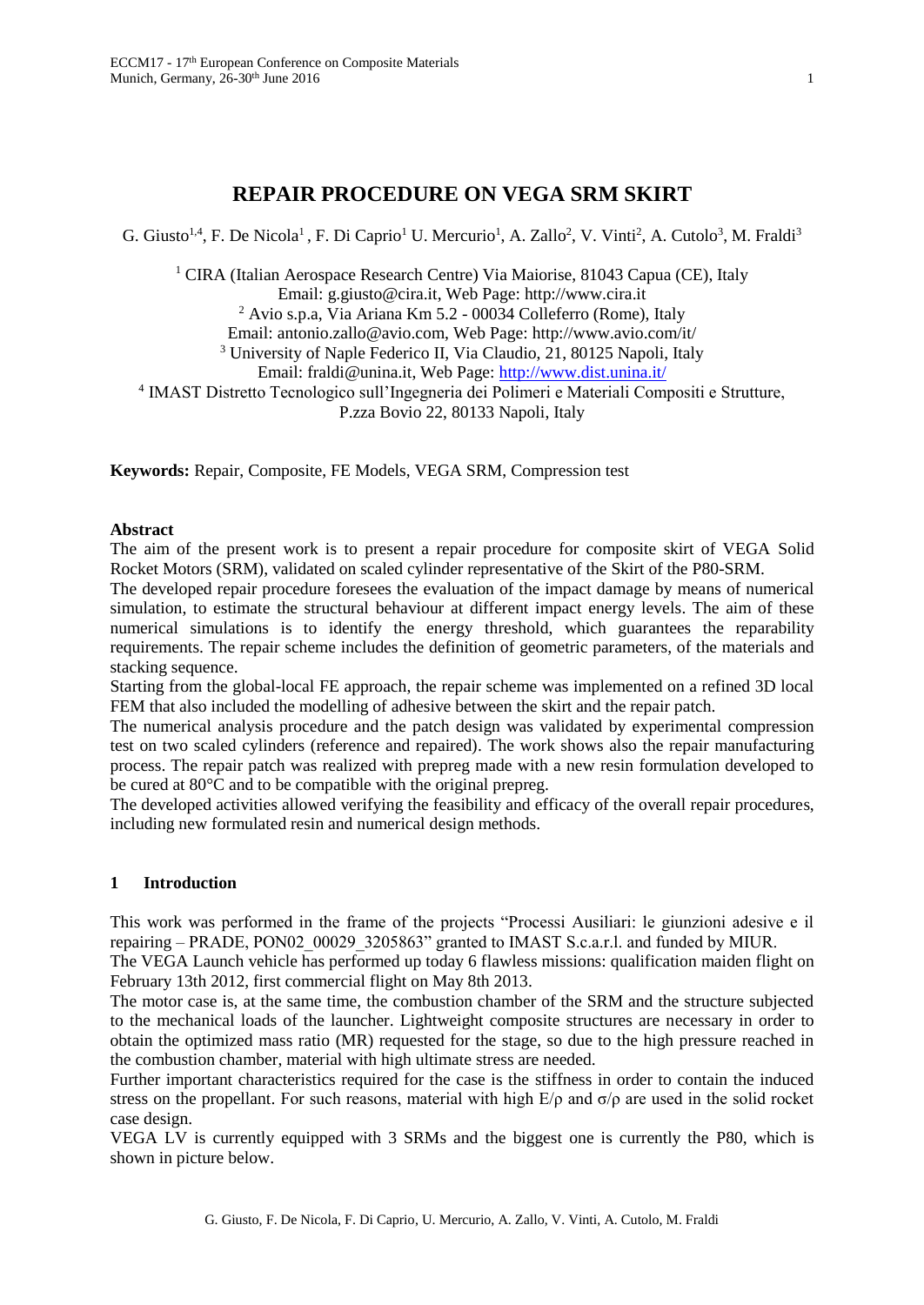# REPAIR PROCEDURE ON VEGA SRM SKIRT

G. Giusto[1,4], F. De Nicola[1], F. Di Caprio[1] U. Mercurio[1], A. Zallo[2], V. Vinti[2], A. Cutolo[3], M. Fraldi[3]

[1] CIRA (Italian Aerospace Research Centre) Via Maiorise, 81043 Capua (CE), Italy
Email: g.giusto@cira.it, Web Page: http://www.cira.it

[2] Avio s.p.a, Via Ariana Km 5.2 - 00034 Colleferro (Rome), Italy
Email: antonio.zallo@avio.com, Web Page: http://www.avio.com/it/

[3] University of Naple Federico II, Via Claudio, 21, 80125 Napoli, Italy
Email: fraldi@unina.it, Web Page: http://www.dist.unina.it/

[4] IMAST Distretto Tecnologico sull'Ingegneria dei Polimeri e Materiali Compositi e Strutture, P.zza Bovio 22, 80133 Napoli, Italy

**Keywords:** Repair, Composite, FE Models, VEGA SRM, Compression test

## Abstract

The aim of the present work is to present a repair procedure for composite skirt of VEGA Solid Rocket Motors (SRM), validated on scaled cylinder representative of the Skirt of the P80-SRM.

The developed repair procedure foresees the evaluation of the impact damage by means of numerical simulation, to estimate the structural behaviour at different impact energy levels. The aim of these numerical simulations is to identify the energy threshold, which guarantees the reparability requirements. The repair scheme includes the definition of geometric parameters, of the materials and stacking sequence.

Starting from the global-local FE approach, the repair scheme was implemented on a refined 3D local FEM that also included the modelling of adhesive between the skirt and the repair patch.

The numerical analysis procedure and the patch design was validated by experimental compression test on two scaled cylinders (reference and repaired). The work shows also the repair manufacturing process. The repair patch was realized with prepreg made with a new resin formulation developed to be cured at 80°C and to be compatible with the original prepreg.

The developed activities allowed verifying the feasibility and efficacy of the overall repair procedures, including new formulated resin and numerical design methods.

## 1 Introduction

This work was performed in the frame of the projects "Processi Ausiliari: le giunzioni adesive e il repairing – PRADE, PON02_00029_3205863" granted to IMAST S.c.a.r.l. and funded by MIUR.

The VEGA Launch vehicle has performed up today 6 flawless missions: qualification maiden flight on February 13th 2012, first commercial flight on May 8th 2013.

The motor case is, at the same time, the combustion chamber of the SRM and the structure subjected to the mechanical loads of the launcher. Lightweight composite structures are necessary in order to obtain the optimized mass ratio (MR) requested for the stage, so due to the high pressure reached in the combustion chamber, material with high ultimate stress are needed.

Further important characteristics required for the case is the stiffness in order to contain the induced stress on the propellant. For such reasons, material with high $E/\rho$ and $\sigma/\rho$ are used in the solid rocket case design.

VEGA LV is currently equipped with 3 SRMs and the biggest one is currently the P80, which is shown in picture below.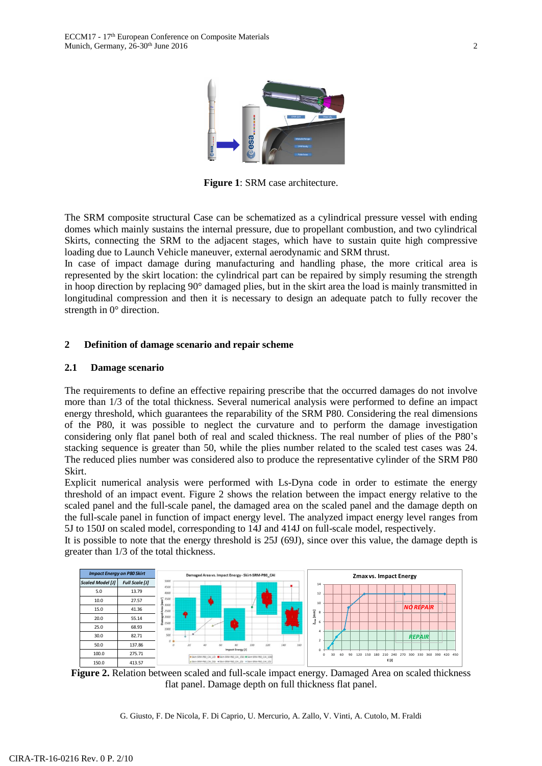**Figure 1**: SRM case architecture.

The SRM composite structural Case can be schematized as a cylindrical pressure vessel with ending domes which mainly sustains the internal pressure, due to propellant combustion, and two cylindrical Skirts, connecting the SRM to the adjacent stages, which have to sustain quite high compressive loading due to Launch Vehicle maneuver, external aerodynamic and SRM thrust.
In case of impact damage during manufacturing and handling phase, the more critical area is represented by the skirt location: the cylindrical part can be repaired by simply resuming the strength in hoop direction by replacing 90° damaged plies, but in the skirt area the load is mainly transmitted in longitudinal compression and then it is necessary to design an adequate patch to fully recover the strength in 0° direction.

## 2 Definition of damage scenario and repair scheme

### 2.1 Damage scenario

The requirements to define an effective repairing prescribe that the occurred damages do not involve more than 1/3 of the total thickness. Several numerical analysis were performed to define an impact energy threshold, which guarantees the reparability of the SRM P80. Considering the real dimensions of the P80, it was possible to neglect the curvature and to perform the damage investigation considering only flat panel both of real and scaled thickness. The real number of plies of the P80's stacking sequence is greater than 50, while the plies number related to the scaled test cases was 24. The reduced plies number was considered also to produce the representative cylinder of the SRM P80 Skirt.
Explicit numerical analysis were performed with Ls-Dyna code in order to estimate the energy threshold of an impact event. Figure 2 shows the relation between the impact energy relative to the scaled panel and the full-scale panel, the damaged area on the scaled panel and the damage depth on the full-scale panel in function of impact energy level. The analyzed impact energy level ranges from 5J to 150J on scaled model, corresponding to 14J and 414J on full-scale model, respectively.
It is possible to note that the energy threshold is 25J (69J), since over this value, the damage depth is greater than 1/3 of the total thickness.

| Impact Energy on P80 Skirt | |
|---|---|
| Scaled Model [J] | Full Scale [J] |
| 5.0 | 13.79 |
| 10.0 | 27.57 |
| 15.0 | 41.36 |
| 20.0 | 55.14 |
| 25.0 | 68.93 |
| 30.0 | 82.71 |
| 50.0 | 137.86 |
| 100.0 | 275.71 |
| 150.0 | 413.57 |

**Figure 2.** Relation between scaled and full-scale impact energy. Damaged Area on scaled thickness flat panel. Damage depth on full thickness flat panel.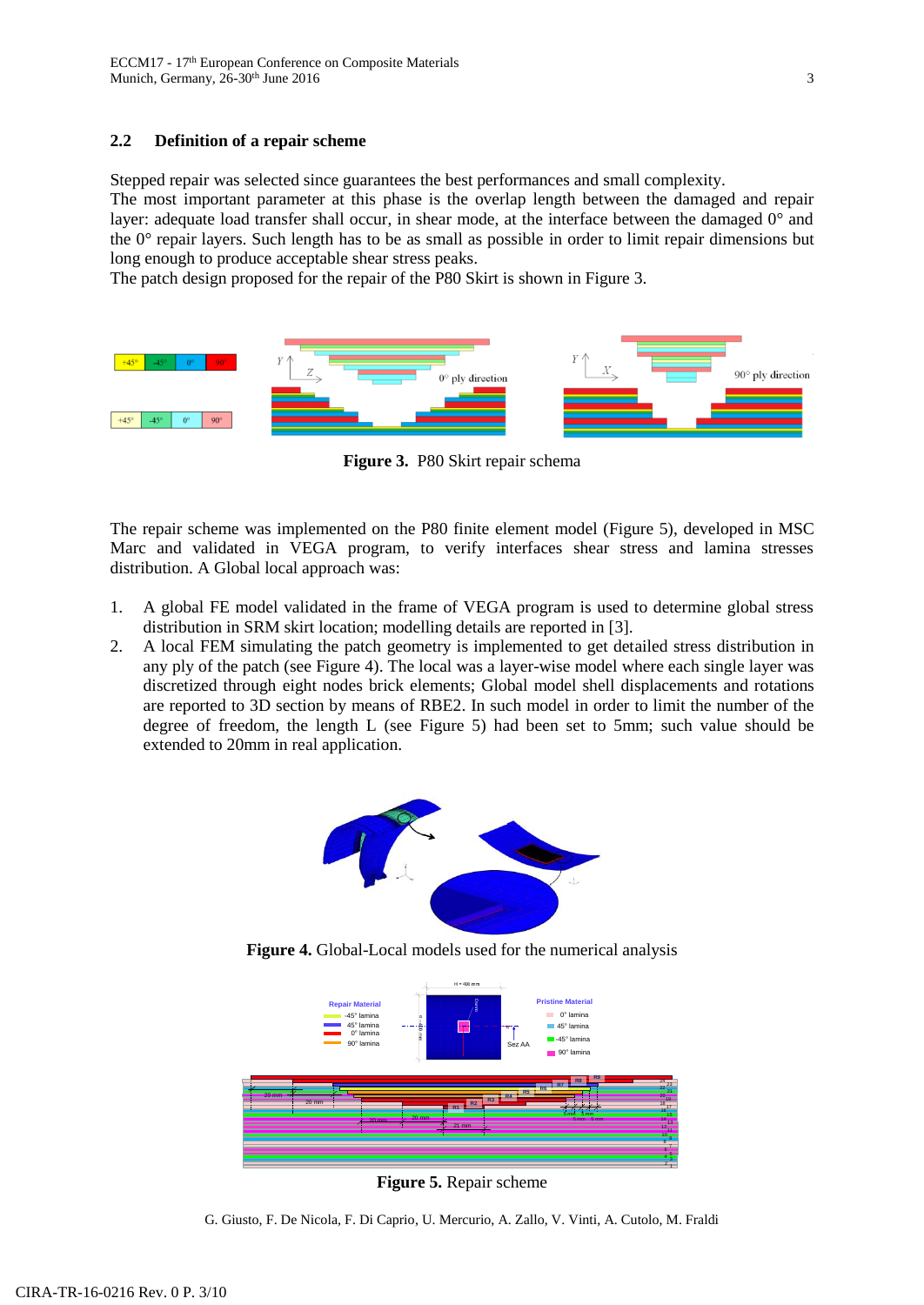## 2.2 Definition of a repair scheme

Stepped repair was selected since guarantees the best performances and small complexity.
The most important parameter at this phase is the overlap length between the damaged and repair layer: adequate load transfer shall occur, in shear mode, at the interface between the damaged 0° and the 0° repair layers. Such length has to be as small as possible in order to limit repair dimensions but long enough to produce acceptable shear stress peaks.
The patch design proposed for the repair of the P80 Skirt is shown in Figure 3.

**Figure 3.** P80 Skirt repair schema

The repair scheme was implemented on the P80 finite element model (Figure 5), developed in MSC Marc and validated in VEGA program, to verify interfaces shear stress and lamina stresses distribution. A Global local approach was:

1. A global FE model validated in the frame of VEGA program is used to determine global stress distribution in SRM skirt location; modelling details are reported in [3].
2. A local FEM simulating the patch geometry is implemented to get detailed stress distribution in any ply of the patch (see Figure 4). The local was a layer-wise model where each single layer was discretized through eight nodes brick elements; Global model shell displacements and rotations are reported to 3D section by means of RBE2. In such model in order to limit the number of the degree of freedom, the length L (see Figure 5) had been set to 5mm; such value should be extended to 20mm in real application.

**Figure 4.** Global-Local models used for the numerical analysis

**Figure 5.** Repair scheme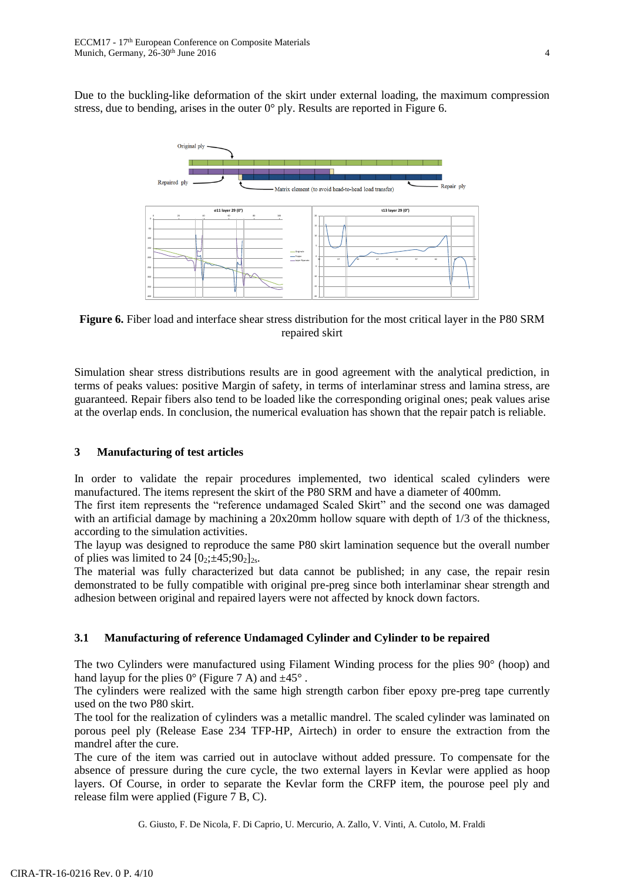Due to the buckling-like deformation of the skirt under external loading, the maximum compression stress, due to bending, arises in the outer 0° ply. Results are reported in Figure 6.

**Figure 6.** Fiber load and interface shear stress distribution for the most critical layer in the P80 SRM repaired skirt

Simulation shear stress distributions results are in good agreement with the analytical prediction, in terms of peaks values: positive Margin of safety, in terms of interlaminar stress and lamina stress, are guaranteed. Repair fibers also tend to be loaded like the corresponding original ones; peak values arise at the overlap ends. In conclusion, the numerical evaluation has shown that the repair patch is reliable.

## 3 Manufacturing of test articles

In order to validate the repair procedures implemented, two identical scaled cylinders were manufactured. The items represent the skirt of the P80 SRM and have a diameter of 400mm.

The first item represents the "reference undamaged Scaled Skirt" and the second one was damaged with an artificial damage by machining a 20x20mm hollow square with depth of 1/3 of the thickness, according to the simulation activities.

The layup was designed to reproduce the same P80 skirt lamination sequence but the overall number of plies was limited to 24 $[0_2;\pm45;90_2]_{2s}$.

The material was fully characterized but data cannot be published; in any case, the repair resin demonstrated to be fully compatible with original pre-preg since both interlaminar shear strength and adhesion between original and repaired layers were not affected by knock down factors.

### 3.1 Manufacturing of reference Undamaged Cylinder and Cylinder to be repaired

The two Cylinders were manufactured using Filament Winding process for the plies 90° (hoop) and hand layup for the plies 0° (Figure 7 A) and ±45° .

The cylinders were realized with the same high strength carbon fiber epoxy pre-preg tape currently used on the two P80 skirt.

The tool for the realization of cylinders was a metallic mandrel. The scaled cylinder was laminated on porous peel ply (Release Ease 234 TFP-HP, Airtech) in order to ensure the extraction from the mandrel after the cure.

The cure of the item was carried out in autoclave without added pressure. To compensate for the absence of pressure during the cure cycle, the two external layers in Kevlar were applied as hoop layers. Of Course, in order to separate the Kevlar form the CRFP item, the pourose peel ply and release film were applied (Figure 7 B, C).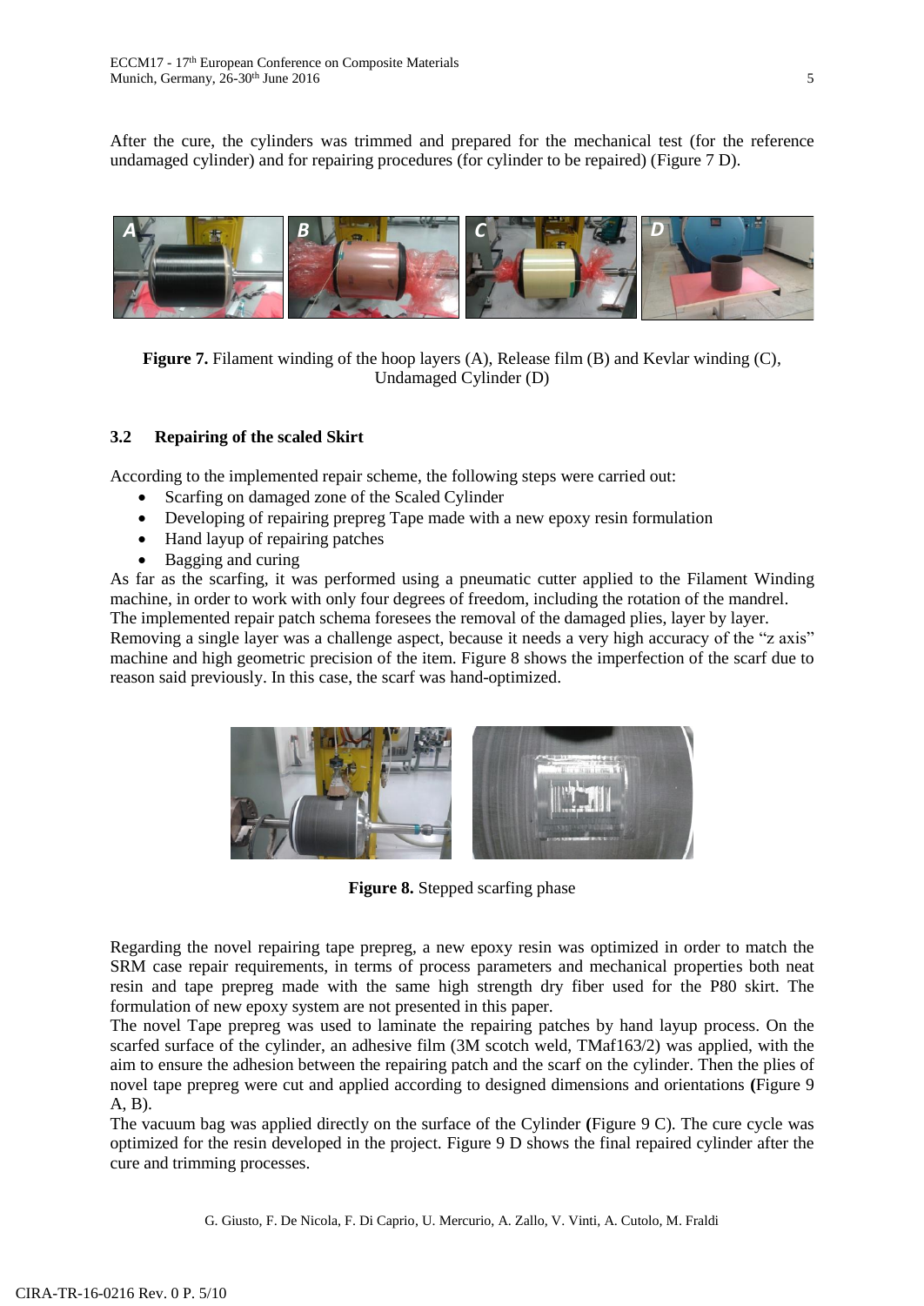After the cure, the cylinders was trimmed and prepared for the mechanical test (for the reference undamaged cylinder) and for repairing procedures (for cylinder to be repaired) (Figure 7 D).

**Figure 7.** Filament winding of the hoop layers (A), Release film (B) and Kevlar winding (C), Undamaged Cylinder (D)

### 3.2 Repairing of the scaled Skirt

According to the implemented repair scheme, the following steps were carried out:

- Scarfing on damaged zone of the Scaled Cylinder
- Developing of repairing prepreg Tape made with a new epoxy resin formulation
- Hand layup of repairing patches
- Bagging and curing

As far as the scarfing, it was performed using a pneumatic cutter applied to the Filament Winding machine, in order to work with only four degrees of freedom, including the rotation of the mandrel. The implemented repair patch schema foresees the removal of the damaged plies, layer by layer. Removing a single layer was a challenge aspect, because it needs a very high accuracy of the "z axis" machine and high geometric precision of the item. Figure 8 shows the imperfection of the scarf due to reason said previously. In this case, the scarf was hand-optimized.

**Figure 8.** Stepped scarfing phase

Regarding the novel repairing tape prepreg, a new epoxy resin was optimized in order to match the SRM case repair requirements, in terms of process parameters and mechanical properties both neat resin and tape prepreg made with the same high strength dry fiber used for the P80 skirt. The formulation of new epoxy system are not presented in this paper.

The novel Tape prepreg was used to laminate the repairing patches by hand layup process. On the scarfed surface of the cylinder, an adhesive film (3M scotch weld, TMaf163/2) was applied, with the aim to ensure the adhesion between the repairing patch and the scarf on the cylinder. Then the plies of novel tape prepreg were cut and applied according to designed dimensions and orientations **(**Figure 9 A, B).

The vacuum bag was applied directly on the surface of the Cylinder **(**Figure 9 C). The cure cycle was optimized for the resin developed in the project. Figure 9 D shows the final repaired cylinder after the cure and trimming processes.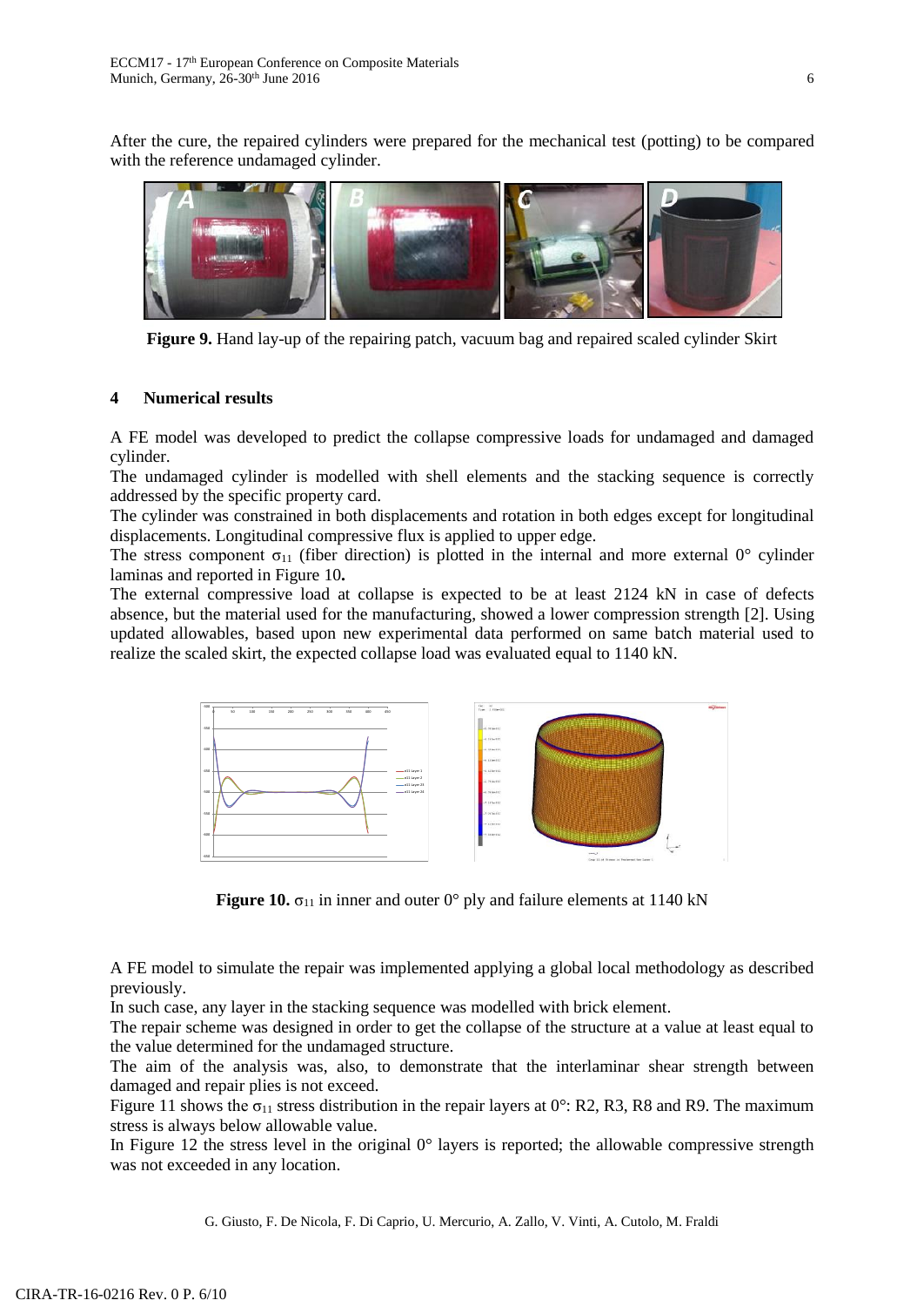After the cure, the repaired cylinders were prepared for the mechanical test (potting) to be compared with the reference undamaged cylinder.

**Figure 9.** Hand lay-up of the repairing patch, vacuum bag and repaired scaled cylinder Skirt

## 4 Numerical results

A FE model was developed to predict the collapse compressive loads for undamaged and damaged cylinder.
The undamaged cylinder is modelled with shell elements and the stacking sequence is correctly addressed by the specific property card.
The cylinder was constrained in both displacements and rotation in both edges except for longitudinal displacements. Longitudinal compressive flux is applied to upper edge.
The stress component $\sigma_{11}$ (fiber direction) is plotted in the internal and more external 0° cylinder laminas and reported in Figure 10**.**
The external compressive load at collapse is expected to be at least 2124 kN in case of defects absence, but the material used for the manufacturing, showed a lower compression strength [2]. Using updated allowables, based upon new experimental data performed on same batch material used to realize the scaled skirt, the expected collapse load was evaluated equal to 1140 kN.

**Figure 10.** $\sigma_{11}$ in inner and outer 0° ply and failure elements at 1140 kN

A FE model to simulate the repair was implemented applying a global local methodology as described previously.
In such case, any layer in the stacking sequence was modelled with brick element.
The repair scheme was designed in order to get the collapse of the structure at a value at least equal to the value determined for the undamaged structure.
The aim of the analysis was, also, to demonstrate that the interlaminar shear strength between damaged and repair plies is not exceed.
Figure 11 shows the $\sigma_{11}$ stress distribution in the repair layers at 0°: R2, R3, R8 and R9. The maximum stress is always below allowable value.
In Figure 12 the stress level in the original 0° layers is reported; the allowable compressive strength was not exceeded in any location.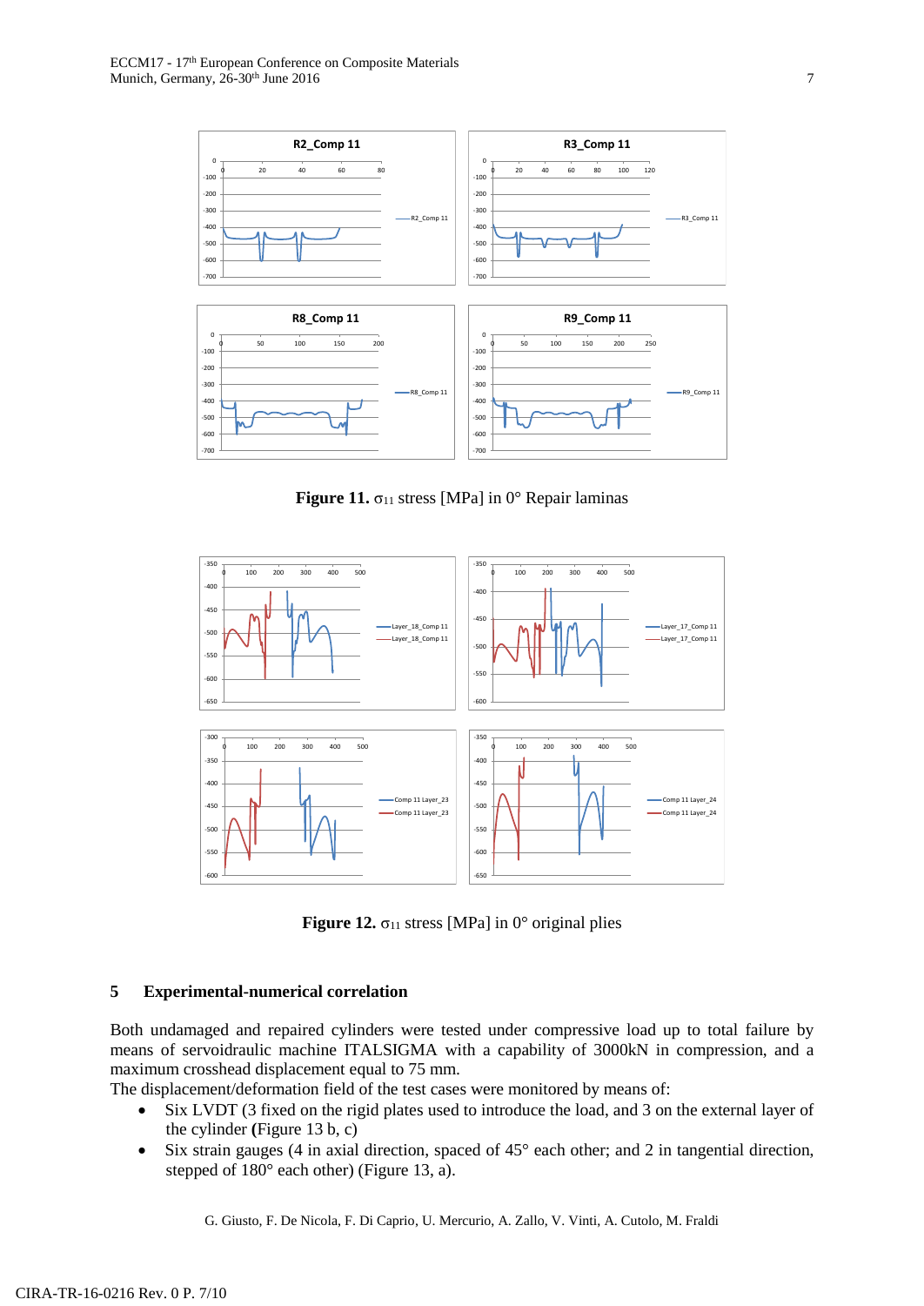**Figure 11.** $\sigma_{11}$ stress [MPa] in 0° Repair laminas

**Figure 12.** $\sigma_{11}$ stress [MPa] in 0° original plies

## 5 Experimental-numerical correlation

Both undamaged and repaired cylinders were tested under compressive load up to total failure by means of servoidraulic machine ITALSIGMA with a capability of 3000kN in compression, and a maximum crosshead displacement equal to 75 mm.

The displacement/deformation field of the test cases were monitored by means of:

- Six LVDT (3 fixed on the rigid plates used to introduce the load, and 3 on the external layer of the cylinder **(**Figure 13 b, c)
- Six strain gauges (4 in axial direction, spaced of 45° each other; and 2 in tangential direction, stepped of 180° each other) (Figure 13, a).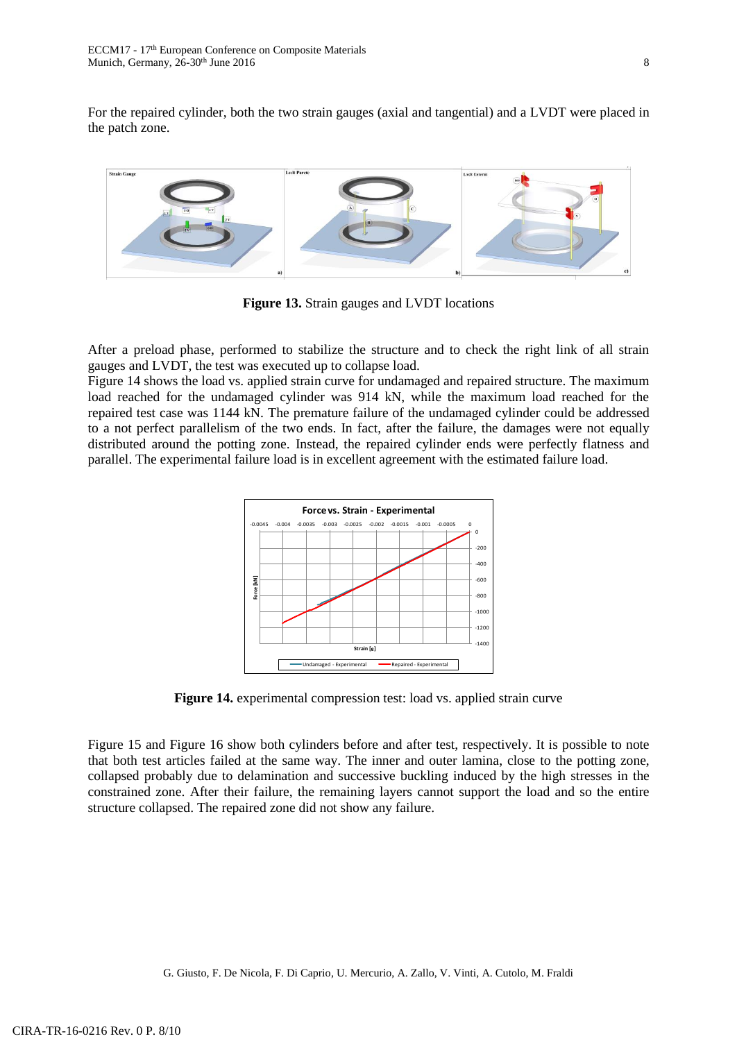For the repaired cylinder, both the two strain gauges (axial and tangential) and a LVDT were placed in the patch zone.

**Figure 13.** Strain gauges and LVDT locations

After a preload phase, performed to stabilize the structure and to check the right link of all strain gauges and LVDT, the test was executed up to collapse load.

Figure 14 shows the load vs. applied strain curve for undamaged and repaired structure. The maximum load reached for the undamaged cylinder was 914 kN, while the maximum load reached for the repaired test case was 1144 kN. The premature failure of the undamaged cylinder could be addressed to a not perfect parallelism of the two ends. In fact, after the failure, the damages were not equally distributed around the potting zone. Instead, the repaired cylinder ends were perfectly flatness and parallel. The experimental failure load is in excellent agreement with the estimated failure load.

**Figure 14.** experimental compression test: load vs. applied strain curve

Figure 15 and Figure 16 show both cylinders before and after test, respectively. It is possible to note that both test articles failed at the same way. The inner and outer lamina, close to the potting zone, collapsed probably due to delamination and successive buckling induced by the high stresses in the constrained zone. After their failure, the remaining layers cannot support the load and so the entire structure collapsed. The repaired zone did not show any failure.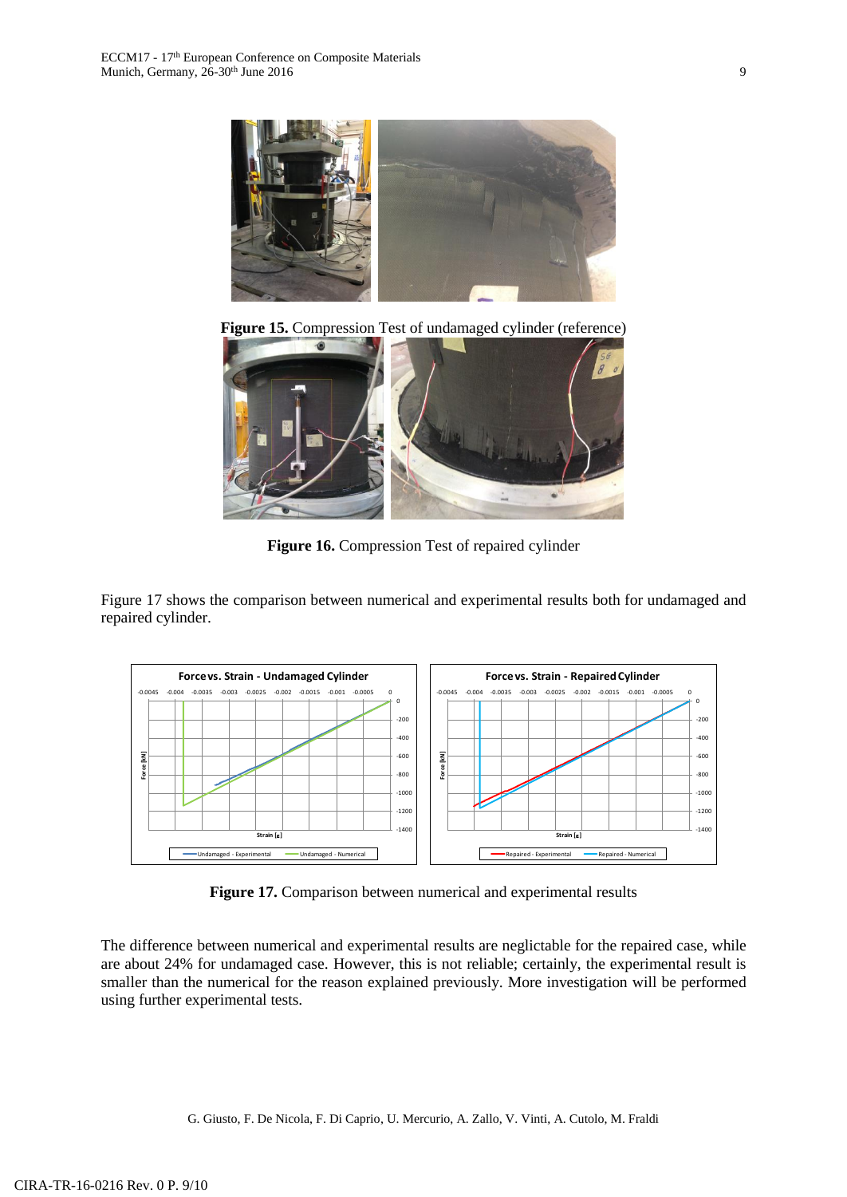**Figure 15.** Compression Test of undamaged cylinder (reference)

**Figure 16.** Compression Test of repaired cylinder

Figure 17 shows the comparison between numerical and experimental results both for undamaged and repaired cylinder.

**Figure 17.** Comparison between numerical and experimental results

The difference between numerical and experimental results are neglictable for the repaired case, while are about 24% for undamaged case. However, this is not reliable; certainly, the experimental result is smaller than the numerical for the reason explained previously. More investigation will be performed using further experimental tests.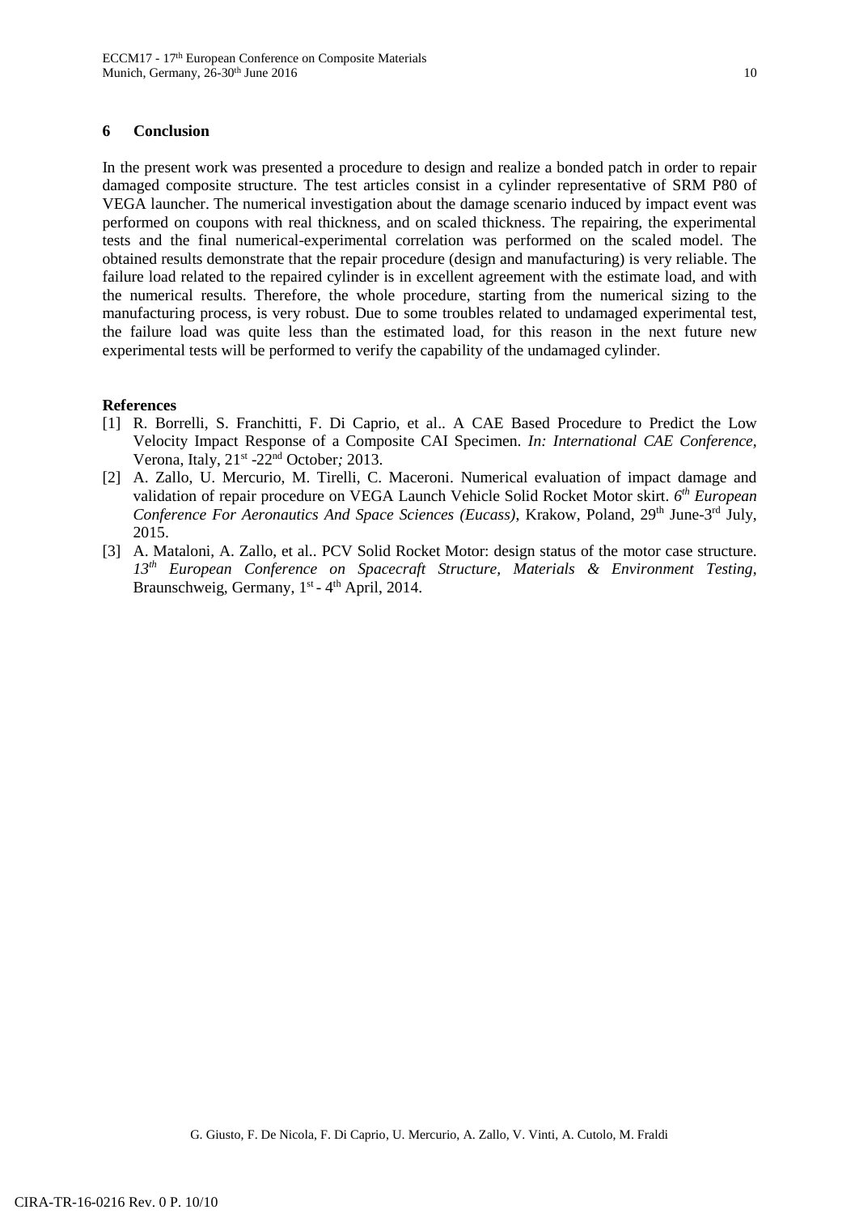## 6 Conclusion

In the present work was presented a procedure to design and realize a bonded patch in order to repair damaged composite structure. The test articles consist in a cylinder representative of SRM P80 of VEGA launcher. The numerical investigation about the damage scenario induced by impact event was performed on coupons with real thickness, and on scaled thickness. The repairing, the experimental tests and the final numerical-experimental correlation was performed on the scaled model. The obtained results demonstrate that the repair procedure (design and manufacturing) is very reliable. The failure load related to the repaired cylinder is in excellent agreement with the estimate load, and with the numerical results. Therefore, the whole procedure, starting from the numerical sizing to the manufacturing process, is very robust. Due to some troubles related to undamaged experimental test, the failure load was quite less than the estimated load, for this reason in the next future new experimental tests will be performed to verify the capability of the undamaged cylinder.

**References**

[1] R. Borrelli, S. Franchitti, F. Di Caprio, et al.. A CAE Based Procedure to Predict the Low Velocity Impact Response of a Composite CAI Specimen. *In: International CAE Conference,* Verona, Italy, 21st -22nd October*;* 2013.

[2] A. Zallo, U. Mercurio, M. Tirelli, C. Maceroni. Numerical evaluation of impact damage and validation of repair procedure on VEGA Launch Vehicle Solid Rocket Motor skirt. *6th European Conference For Aeronautics And Space Sciences (Eucass),* Krakow, Poland, 29th June-3rd July, 2015.

[3] A. Mataloni, A. Zallo, et al.. PCV Solid Rocket Motor: design status of the motor case structure. *13th European Conference on Spacecraft Structure, Materials & Environment Testing,* Braunschweig, Germany, 1st - 4th April, 2014.